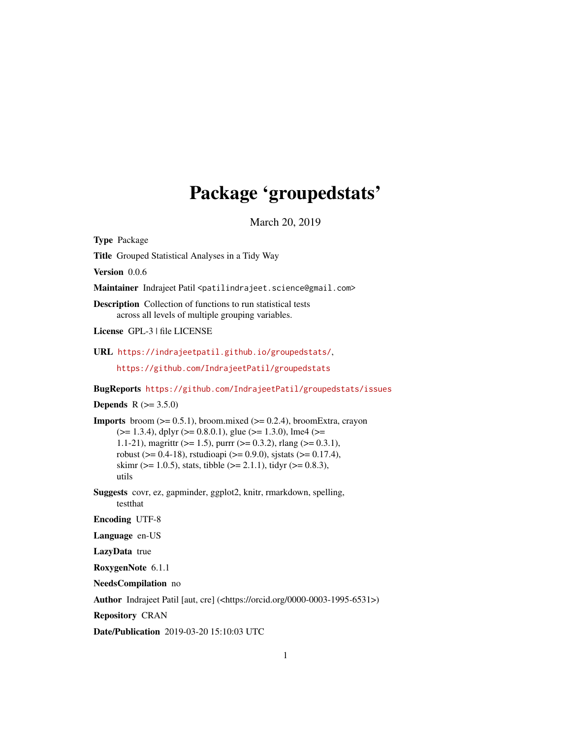# Package 'groupedstats'

March 20, 2019

**Type** Package

**Title** Grouped Statistical Analyses in a Tidy Way

**Version** 0.0.6

**Maintainer** Indrajeet Patil <patilindrajeet.science@gmail.com>

**Description** Collection of functions to run statistical tests
across all levels of multiple grouping variables.

**License** GPL-3 | file LICENSE

**URL** https://indrajeetpatil.github.io/groupedstats/,
https://github.com/IndrajeetPatil/groupedstats

**BugReports** https://github.com/IndrajeetPatil/groupedstats/issues

**Depends** R (>= 3.5.0)

**Imports** broom (>= 0.5.1), broom.mixed (>= 0.2.4), broomExtra, crayon
(>= 1.3.4), dplyr (>= 0.8.0.1), glue (>= 1.3.0), lme4 (>=
1.1-21), magrittr (>= 1.5), purrr (>= 0.3.2), rlang (>= 0.3.1),
robust (>= 0.4-18), rstudioapi (>= 0.9.0), sjstats (>= 0.17.4),
skimr (>= 1.0.5), stats, tibble (>= 2.1.1), tidyr (>= 0.8.3),
utils

**Suggests** covr, ez, gapminder, ggplot2, knitr, rmarkdown, spelling,
testthat

**Encoding** UTF-8

**Language** en-US

**LazyData** true

**RoxygenNote** 6.1.1

**NeedsCompilation** no

**Author** Indrajeet Patil [aut, cre] (<https://orcid.org/0000-0003-1995-6531>)

**Repository** CRAN

**Date/Publication** 2019-03-20 15:10:03 UTC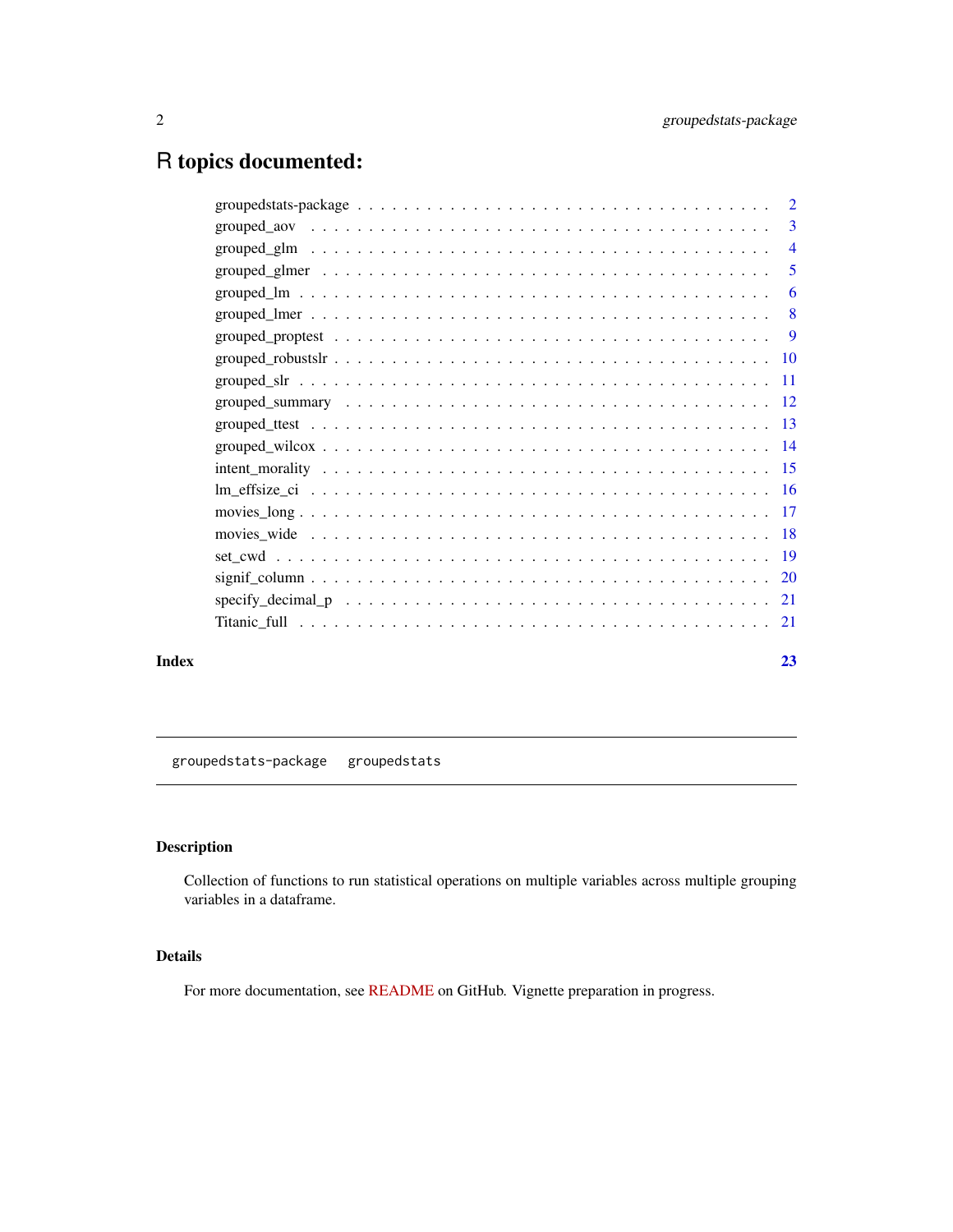# R topics documented:

| Topic | Page |
|---|---|
| groupedstats-package | 2 |
| grouped_aov | 3 |
| grouped_glm | 4 |
| grouped_glmer | 5 |
| grouped_lm | 6 |
| grouped_lmer | 8 |
| grouped_proptest | 9 |
| grouped_robustslr | 10 |
| grouped_slr | 11 |
| grouped_summary | 12 |
| grouped_ttest | 13 |
| grouped_wilcox | 14 |
| intent_morality | 15 |
| lm_effsize_ci | 16 |
| movies_long | 17 |
| movies_wide | 18 |
| set_cwd | 19 |
| signif_column | 20 |
| specify_decimal_p | 21 |
| Titanic_full | 21 |
| **Index** | **23** |

---

`groupedstats-package` `groupedstats`

---

## Description

Collection of functions to run statistical operations on multiple variables across multiple grouping variables in a dataframe.

## Details

For more documentation, see README on GitHub. Vignette preparation in progress.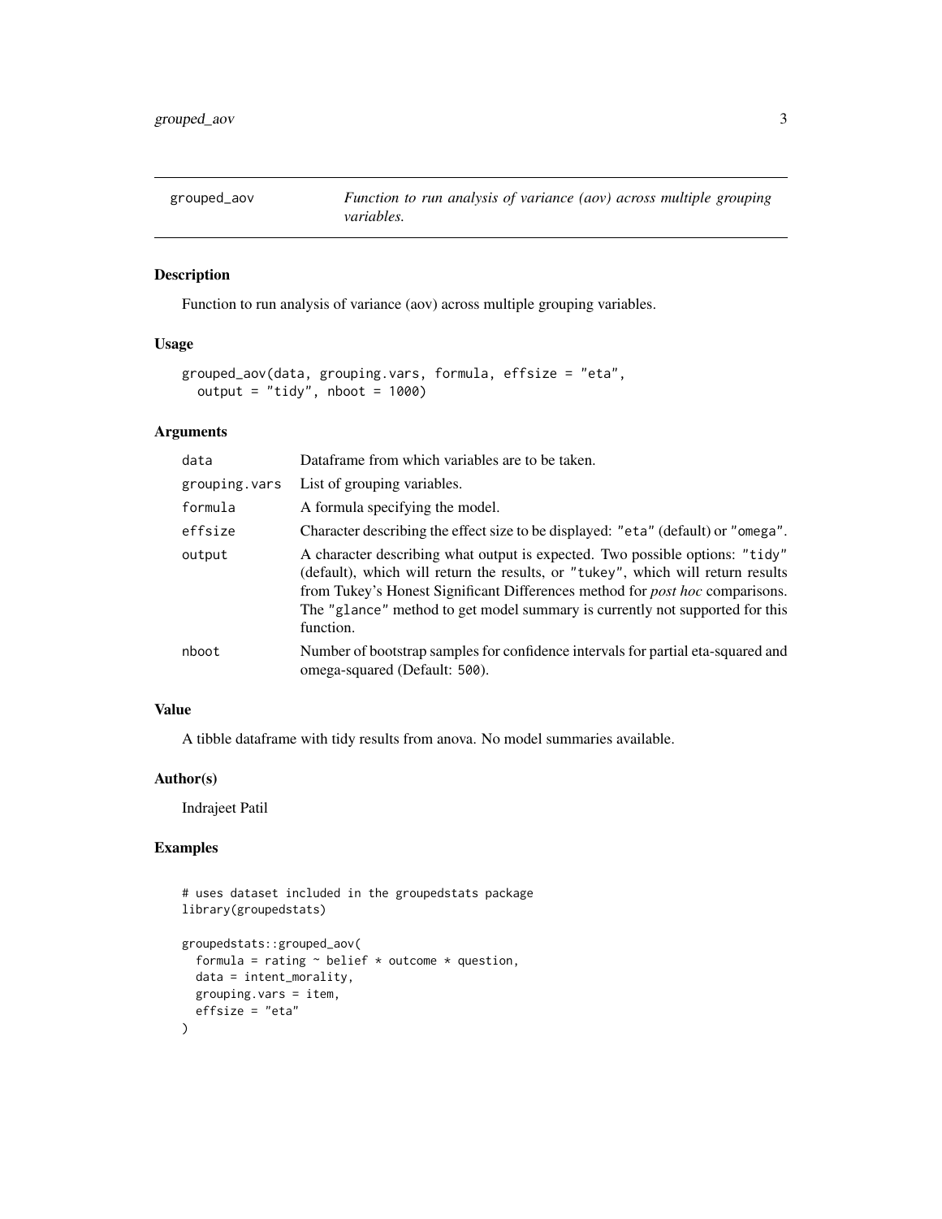# grouped_aov — *Function to run analysis of variance (aov) across multiple grouping variables.*

## Description

Function to run analysis of variance (aov) across multiple grouping variables.

## Usage

```
grouped_aov(data, grouping.vars, formula, effsize = "eta",
  output = "tidy", nboot = 1000)
```

## Arguments

| Argument | Description |
|---|---|
| `data` | Dataframe from which variables are to be taken. |
| `grouping.vars` | List of grouping variables. |
| `formula` | A formula specifying the model. |
| `effsize` | Character describing the effect size to be displayed: `"eta"` (default) or `"omega"`. |
| `output` | A character describing what output is expected. Two possible options: `"tidy"` (default), which will return the results, or `"tukey"`, which will return results from Tukey's Honest Significant Differences method for *post hoc* comparisons. The `"glance"` method to get model summary is currently not supported for this function. |
| `nboot` | Number of bootstrap samples for confidence intervals for partial eta-squared and omega-squared (Default: `500`). |

## Value

A tibble dataframe with tidy results from anova. No model summaries available.

## Author(s)

Indrajeet Patil

## Examples

```
# uses dataset included in the groupedstats package
library(groupedstats)

groupedstats::grouped_aov(
  formula = rating ~ belief * outcome * question,
  data = intent_morality,
  grouping.vars = item,
  effsize = "eta"
)
```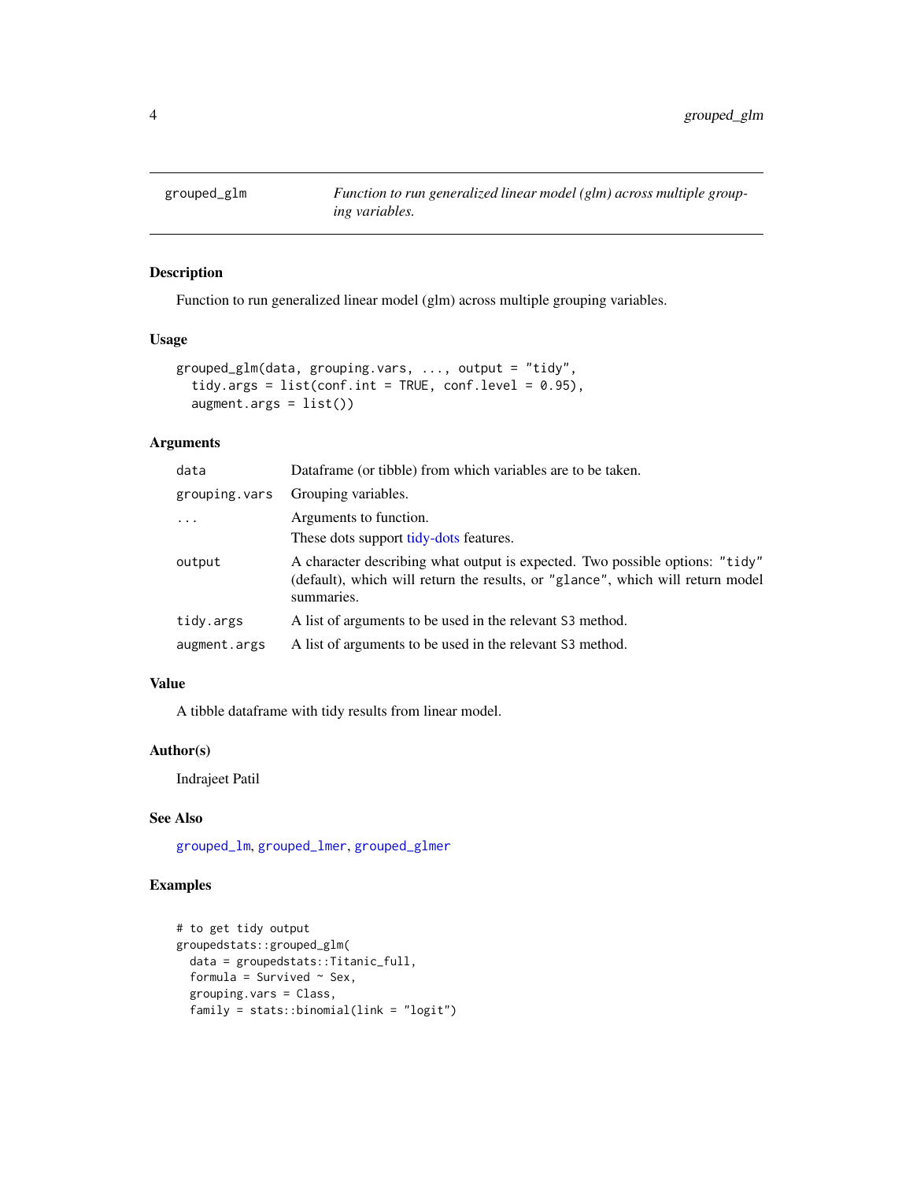`grouped_glm` *Function to run generalized linear model (glm) across multiple grouping variables.*

## Description

Function to run generalized linear model (glm) across multiple grouping variables.

## Usage

```
grouped_glm(data, grouping.vars, ..., output = "tidy",
  tidy.args = list(conf.int = TRUE, conf.level = 0.95),
  augment.args = list())
```

## Arguments

| | |
|---|---|
| `data` | Dataframe (or tibble) from which variables are to be taken. |
| `grouping.vars` | Grouping variables. |
| `...` | Arguments to function. These dots support tidy-dots features. |
| `output` | A character describing what output is expected. Two possible options: `"tidy"` (default), which will return the results, or `"glance"`, which will return model summaries. |
| `tidy.args` | A list of arguments to be used in the relevant `S3` method. |
| `augment.args` | A list of arguments to be used in the relevant `S3` method. |

## Value

A tibble dataframe with tidy results from linear model.

## Author(s)

Indrajeet Patil

## See Also

`grouped_lm`, `grouped_lmer`, `grouped_glmer`

## Examples

```
# to get tidy output
groupedstats::grouped_glm(
  data = groupedstats::Titanic_full,
  formula = Survived ~ Sex,
  grouping.vars = Class,
  family = stats::binomial(link = "logit")
```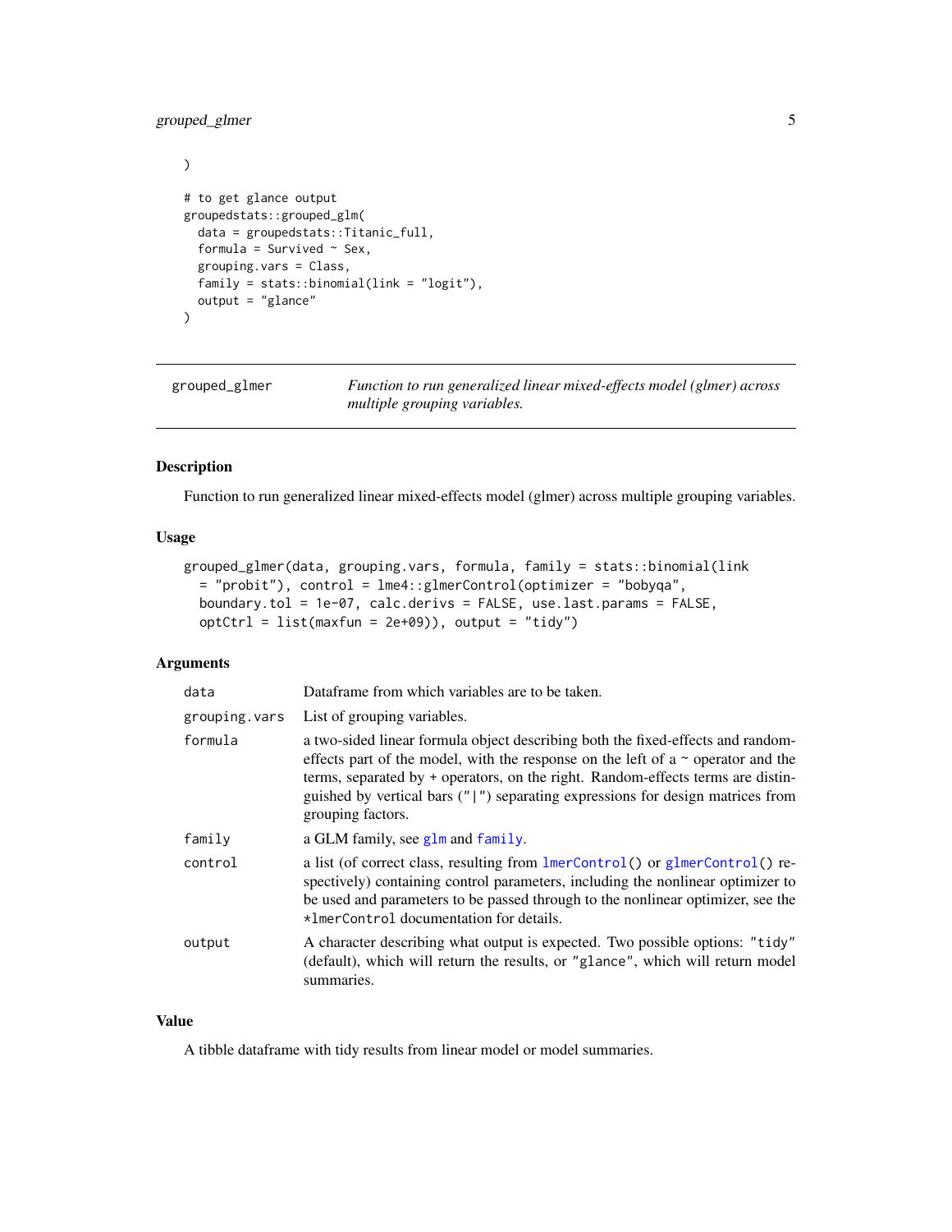```
)

# to get glance output
groupedstats::grouped_glm(
  data = groupedstats::Titanic_full,
  formula = Survived ~ Sex,
  grouping.vars = Class,
  family = stats::binomial(link = "logit"),
  output = "glance"
)
```

---

`grouped_glmer` *Function to run generalized linear mixed-effects model (glmer) across multiple grouping variables.*

---

## Description

Function to run generalized linear mixed-effects model (glmer) across multiple grouping variables.

## Usage

```
grouped_glmer(data, grouping.vars, formula, family = stats::binomial(link
  = "probit"), control = lme4::glmerControl(optimizer = "bobyqa",
  boundary.tol = 1e-07, calc.derivs = FALSE, use.last.params = FALSE,
  optCtrl = list(maxfun = 2e+09)), output = "tidy")
```

## Arguments

| | |
|---|---|
| `data` | Dataframe from which variables are to be taken. |
| `grouping.vars` | List of grouping variables. |
| `formula` | a two-sided linear formula object describing both the fixed-effects and random-effects part of the model, with the response on the left of a ~ operator and the terms, separated by + operators, on the right. Random-effects terms are distinguished by vertical bars ("\|") separating expressions for design matrices from grouping factors. |
| `family` | a GLM family, see `glm` and `family`. |
| `control` | a list (of correct class, resulting from `lmerControl()` or `glmerControl()` respectively) containing control parameters, including the nonlinear optimizer to be used and parameters to be passed through to the nonlinear optimizer, see the `*lmerControl` documentation for details. |
| `output` | A character describing what output is expected. Two possible options: "tidy" (default), which will return the results, or "glance", which will return model summaries. |

## Value

A tibble dataframe with tidy results from linear model or model summaries.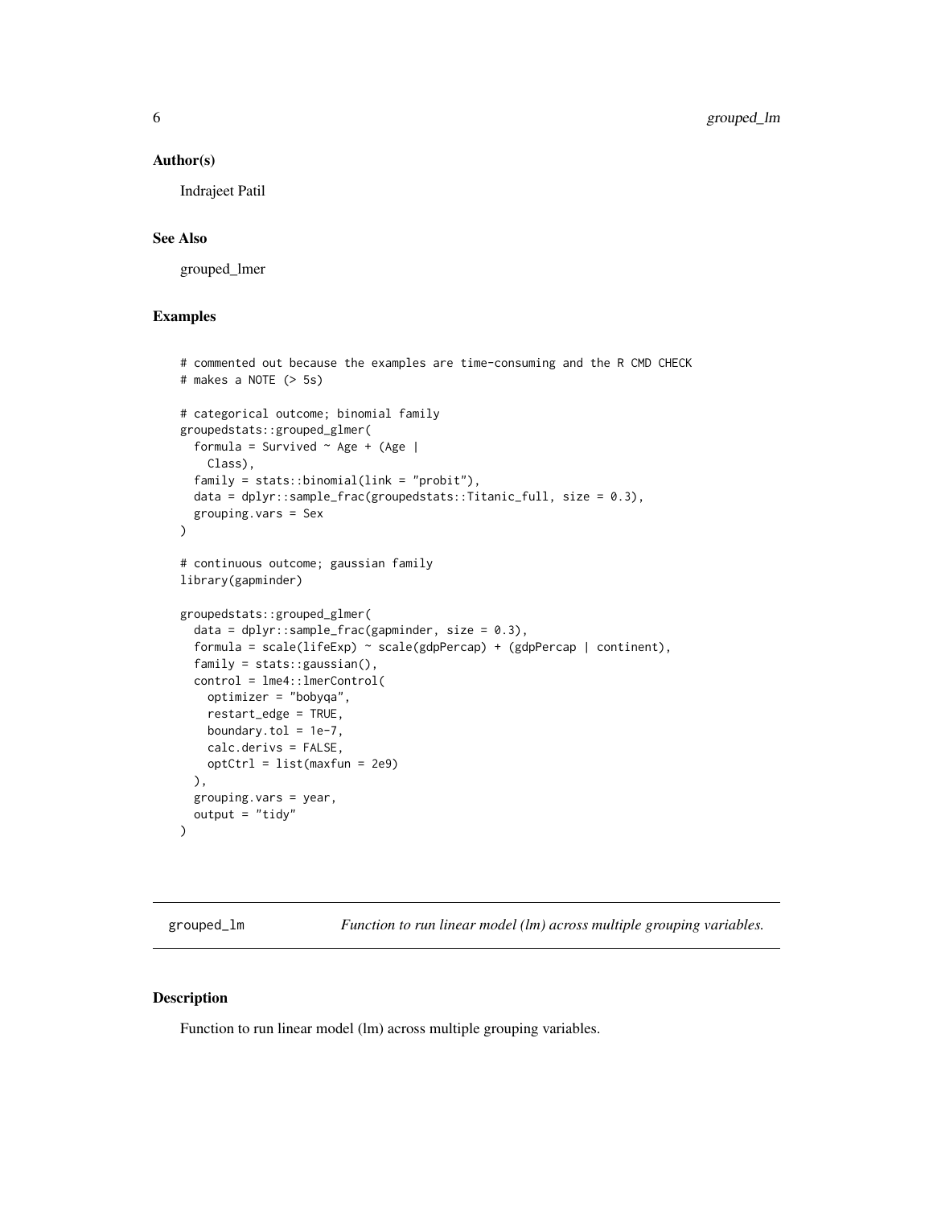## Author(s)

Indrajeet Patil

## See Also

grouped_lmer

## Examples

```
# commented out because the examples are time-consuming and the R CMD CHECK
# makes a NOTE (> 5s)

# categorical outcome; binomial family
groupedstats::grouped_glmer(
  formula = Survived ~ Age + (Age |
    Class),
  family = stats::binomial(link = "probit"),
  data = dplyr::sample_frac(groupedstats::Titanic_full, size = 0.3),
  grouping.vars = Sex
)

# continuous outcome; gaussian family
library(gapminder)

groupedstats::grouped_glmer(
  data = dplyr::sample_frac(gapminder, size = 0.3),
  formula = scale(lifeExp) ~ scale(gdpPercap) + (gdpPercap | continent),
  family = stats::gaussian(),
  control = lme4::lmerControl(
    optimizer = "bobyqa",
    restart_edge = TRUE,
    boundary.tol = 1e-7,
    calc.derivs = FALSE,
    optCtrl = list(maxfun = 2e9)
  ),
  grouping.vars = year,
  output = "tidy"
)
```

---

# grouped_lm — *Function to run linear model (lm) across multiple grouping variables.*

## Description

Function to run linear model (lm) across multiple grouping variables.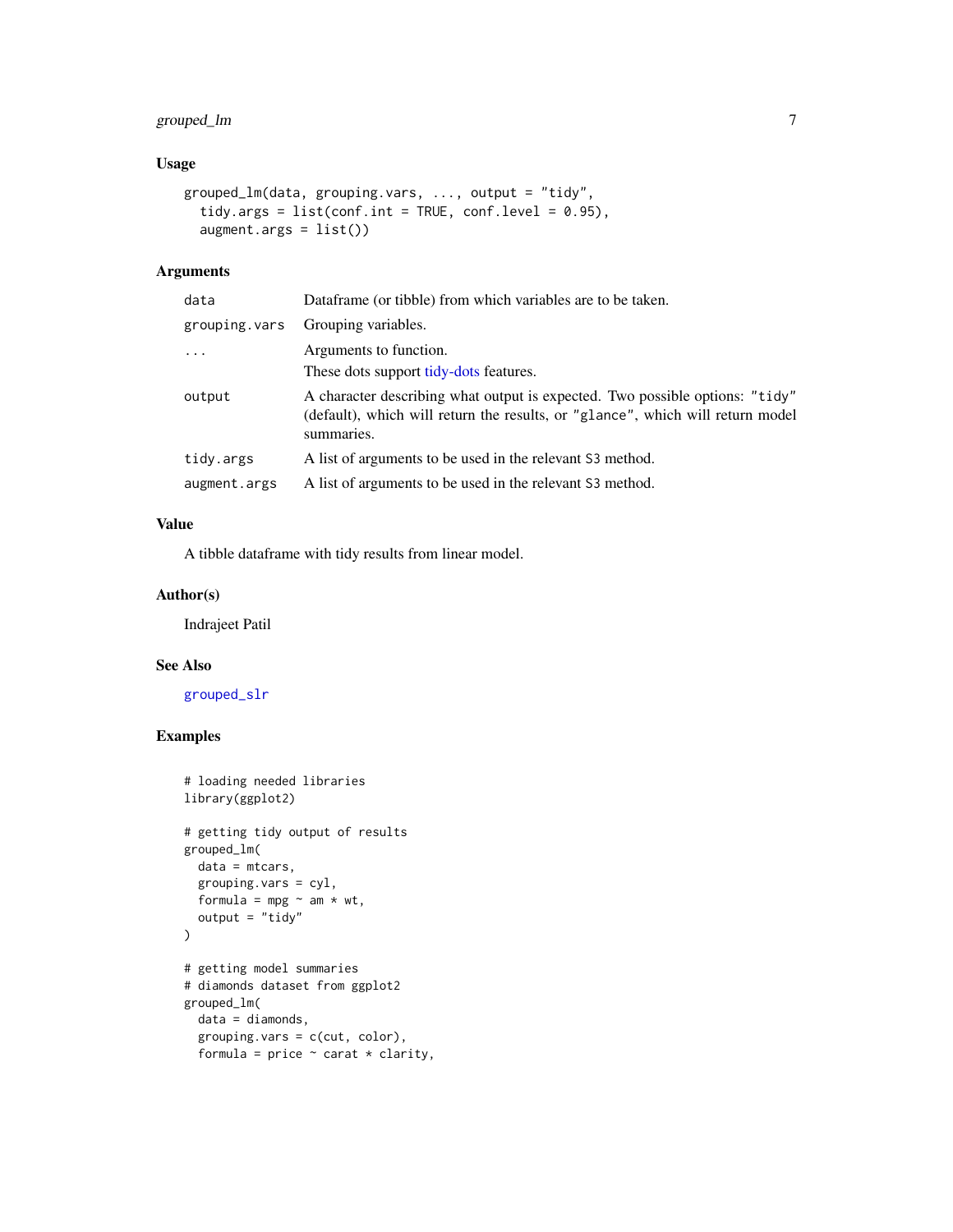### Usage

```
grouped_lm(data, grouping.vars, ..., output = "tidy",
  tidy.args = list(conf.int = TRUE, conf.level = 0.95),
  augment.args = list())
```

### Arguments

| | |
|---|---|
| data | Dataframe (or tibble) from which variables are to be taken. |
| grouping.vars | Grouping variables. |
| ... | Arguments to function. These dots support tidy-dots features. |
| output | A character describing what output is expected. Two possible options: "tidy" (default), which will return the results, or "glance", which will return model summaries. |
| tidy.args | A list of arguments to be used in the relevant S3 method. |
| augment.args | A list of arguments to be used in the relevant S3 method. |

### Value

A tibble dataframe with tidy results from linear model.

### Author(s)

Indrajeet Patil

### See Also

grouped_slr

### Examples

```
# loading needed libraries
library(ggplot2)

# getting tidy output of results
grouped_lm(
  data = mtcars,
  grouping.vars = cyl,
  formula = mpg ~ am * wt,
  output = "tidy"
)

# getting model summaries
# diamonds dataset from ggplot2
grouped_lm(
  data = diamonds,
  grouping.vars = c(cut, color),
  formula = price ~ carat * clarity,
```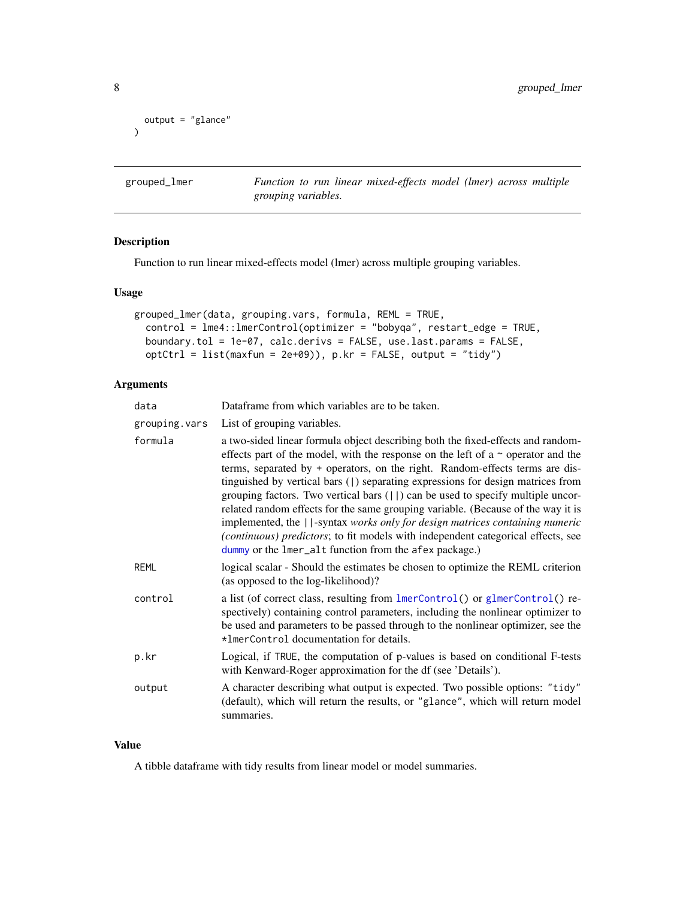```
  output = "glance"
)
```

## grouped_lmer

*Function to run linear mixed-effects model (lmer) across multiple grouping variables.*

### Description

Function to run linear mixed-effects model (lmer) across multiple grouping variables.

### Usage

```
grouped_lmer(data, grouping.vars, formula, REML = TRUE,
  control = lme4::lmerControl(optimizer = "bobyqa", restart_edge = TRUE,
  boundary.tol = 1e-07, calc.derivs = FALSE, use.last.params = FALSE,
  optCtrl = list(maxfun = 2e+09)), p.kr = FALSE, output = "tidy")
```

### Arguments

- `data` — Dataframe from which variables are to be taken.
- `grouping.vars` — List of grouping variables.
- `formula` — a two-sided linear formula object describing both the fixed-effects and random-effects part of the model, with the response on the left of a ~ operator and the terms, separated by + operators, on the right. Random-effects terms are distinguished by vertical bars (|) separating expressions for design matrices from grouping factors. Two vertical bars (||) can be used to specify multiple uncorrelated random effects for the same grouping variable. (Because of the way it is implemented, the ||-syntax *works only for design matrices containing numeric (continuous) predictors*; to fit models with independent categorical effects, see dummy or the `lmer_alt` function from the `afex` package.)
- `REML` — logical scalar - Should the estimates be chosen to optimize the REML criterion (as opposed to the log-likelihood)?
- `control` — a list (of correct class, resulting from `lmerControl()` or `glmerControl()` respectively) containing control parameters, including the nonlinear optimizer to be used and parameters to be passed through to the nonlinear optimizer, see the `*lmerControl` documentation for details.
- `p.kr` — Logical, if `TRUE`, the computation of p-values is based on conditional F-tests with Kenward-Roger approximation for the df (see 'Details').
- `output` — A character describing what output is expected. Two possible options: `"tidy"` (default), which will return the results, or `"glance"`, which will return model summaries.

### Value

A tibble dataframe with tidy results from linear model or model summaries.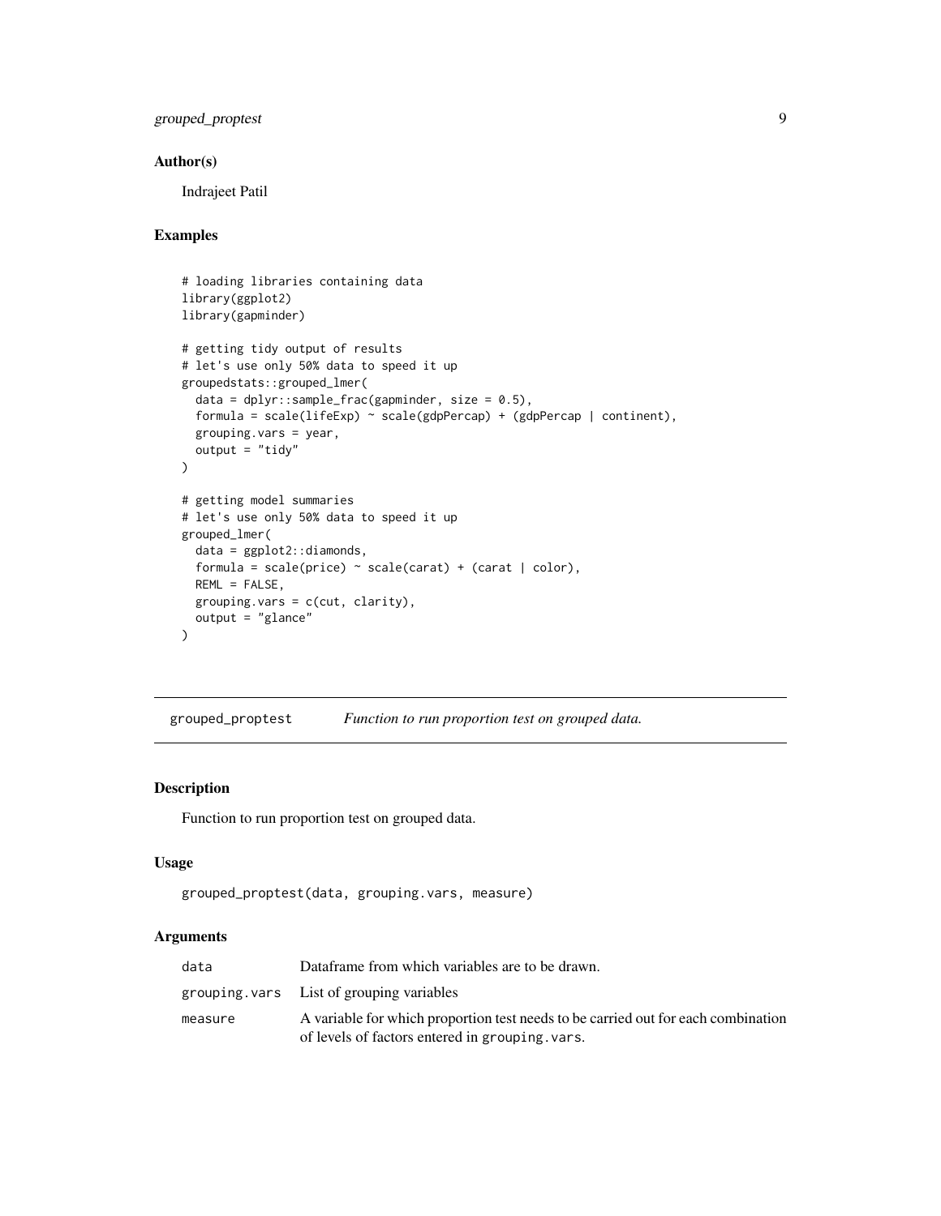## Author(s)

Indrajeet Patil

## Examples

```
# loading libraries containing data
library(ggplot2)
library(gapminder)

# getting tidy output of results
# let's use only 50% data to speed it up
groupedstats::grouped_lmer(
  data = dplyr::sample_frac(gapminder, size = 0.5),
  formula = scale(lifeExp) ~ scale(gdpPercap) + (gdpPercap | continent),
  grouping.vars = year,
  output = "tidy"
)

# getting model summaries
# let's use only 50% data to speed it up
grouped_lmer(
  data = ggplot2::diamonds,
  formula = scale(price) ~ scale(carat) + (carat | color),
  REML = FALSE,
  grouping.vars = c(cut, clarity),
  output = "glance"
)
```

---

# grouped_proptest — *Function to run proportion test on grouped data.*

---

## Description

Function to run proportion test on grouped data.

## Usage

```
grouped_proptest(data, grouping.vars, measure)
```

## Arguments

| | |
|---|---|
| `data` | Dataframe from which variables are to be drawn. |
| `grouping.vars` | List of grouping variables |
| `measure` | A variable for which proportion test needs to be carried out for each combination of levels of factors entered in `grouping.vars`. |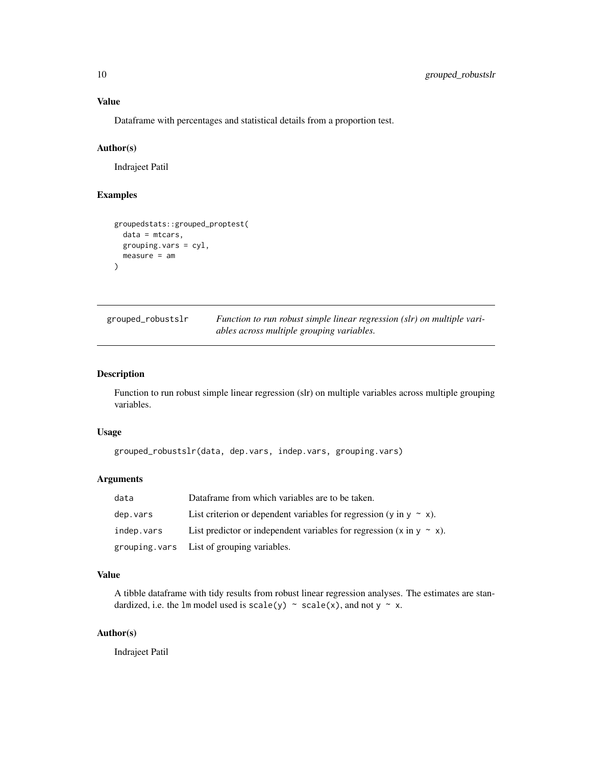### Value

Dataframe with percentages and statistical details from a proportion test.

### Author(s)

Indrajeet Patil

### Examples

```
groupedstats::grouped_proptest(
  data = mtcars,
  grouping.vars = cyl,
  measure = am
)
```

---

## grouped_robustslr

*Function to run robust simple linear regression (slr) on multiple variables across multiple grouping variables.*

---

### Description

Function to run robust simple linear regression (slr) on multiple variables across multiple grouping variables.

### Usage

```
grouped_robustslr(data, dep.vars, indep.vars, grouping.vars)
```

### Arguments

| | |
|---|---|
| `data` | Dataframe from which variables are to be taken. |
| `dep.vars` | List criterion or dependent variables for regression (`y` in `y ~ x`). |
| `indep.vars` | List predictor or independent variables for regression (`x` in `y ~ x`). |
| `grouping.vars` | List of grouping variables. |

### Value

A tibble dataframe with tidy results from robust linear regression analyses. The estimates are standardized, i.e. the `lm` model used is `scale(y) ~ scale(x)`, and not `y ~ x`.

### Author(s)

Indrajeet Patil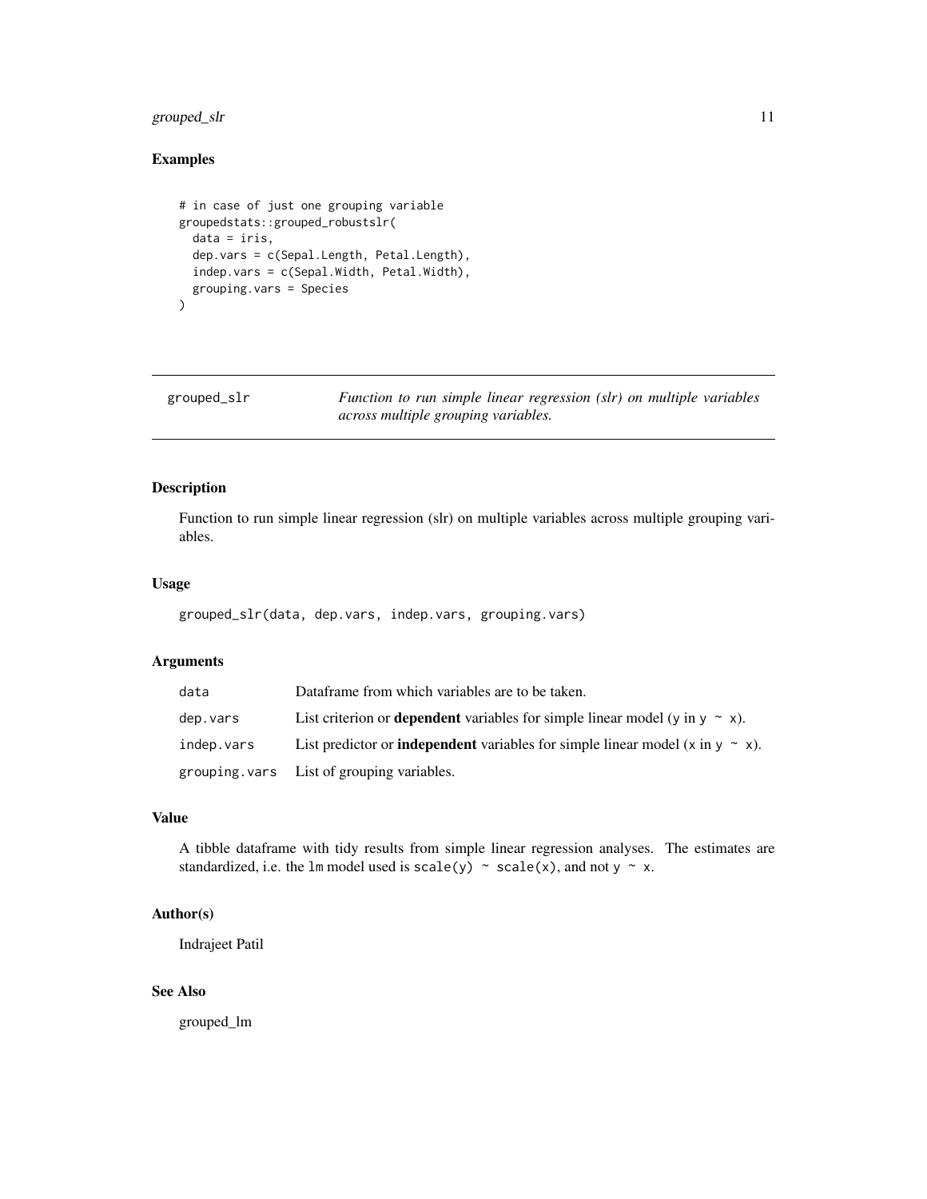## Examples

```
# in case of just one grouping variable
groupedstats::grouped_robustslr(
  data = iris,
  dep.vars = c(Sepal.Length, Petal.Length),
  indep.vars = c(Sepal.Width, Petal.Width),
  grouping.vars = Species
)
```

---

# grouped_slr — *Function to run simple linear regression (slr) on multiple variables across multiple grouping variables.*

---

## Description

Function to run simple linear regression (slr) on multiple variables across multiple grouping variables.

## Usage

```
grouped_slr(data, dep.vars, indep.vars, grouping.vars)
```

## Arguments

| | |
|---|---|
| `data` | Dataframe from which variables are to be taken. |
| `dep.vars` | List criterion or **dependent** variables for simple linear model (`y` in `y ~ x`). |
| `indep.vars` | List predictor or **independent** variables for simple linear model (`x` in `y ~ x`). |
| `grouping.vars` | List of grouping variables. |

## Value

A tibble dataframe with tidy results from simple linear regression analyses. The estimates are standardized, i.e. the `lm` model used is `scale(y) ~ scale(x)`, and not `y ~ x`.

## Author(s)

Indrajeet Patil

## See Also

grouped_lm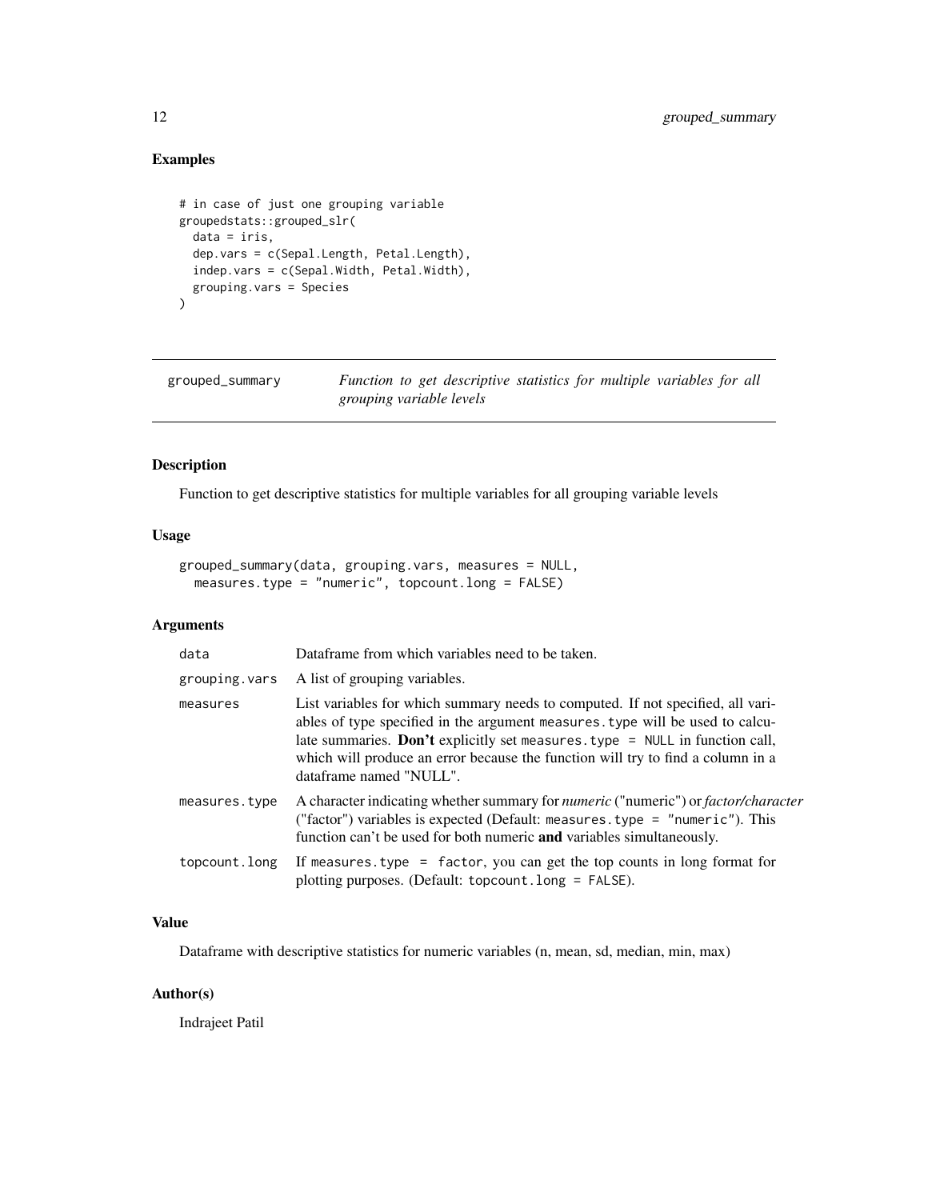## Examples

```
# in case of just one grouping variable
groupedstats::grouped_slr(
  data = iris,
  dep.vars = c(Sepal.Length, Petal.Length),
  indep.vars = c(Sepal.Width, Petal.Width),
  grouping.vars = Species
)
```

---

# grouped_summary

*Function to get descriptive statistics for multiple variables for all grouping variable levels*

---

## Description

Function to get descriptive statistics for multiple variables for all grouping variable levels

## Usage

```
grouped_summary(data, grouping.vars, measures = NULL,
  measures.type = "numeric", topcount.long = FALSE)
```

## Arguments

| | |
|---|---|
| `data` | Dataframe from which variables need to be taken. |
| `grouping.vars` | A list of grouping variables. |
| `measures` | List variables for which summary needs to computed. If not specified, all variables of type specified in the argument `measures.type` will be used to calculate summaries. **Don't** explicitly set `measures.type = NULL` in function call, which will produce an error because the function will try to find a column in a dataframe named "NULL". |
| `measures.type` | A character indicating whether summary for *numeric* ("numeric") or *factor/character* ("factor") variables is expected (Default: `measures.type = "numeric"`). This function can't be used for both numeric **and** variables simultaneously. |
| `topcount.long` | If `measures.type = factor`, you can get the top counts in long format for plotting purposes. (Default: `topcount.long = FALSE`). |

## Value

Dataframe with descriptive statistics for numeric variables (n, mean, sd, median, min, max)

## Author(s)

Indrajeet Patil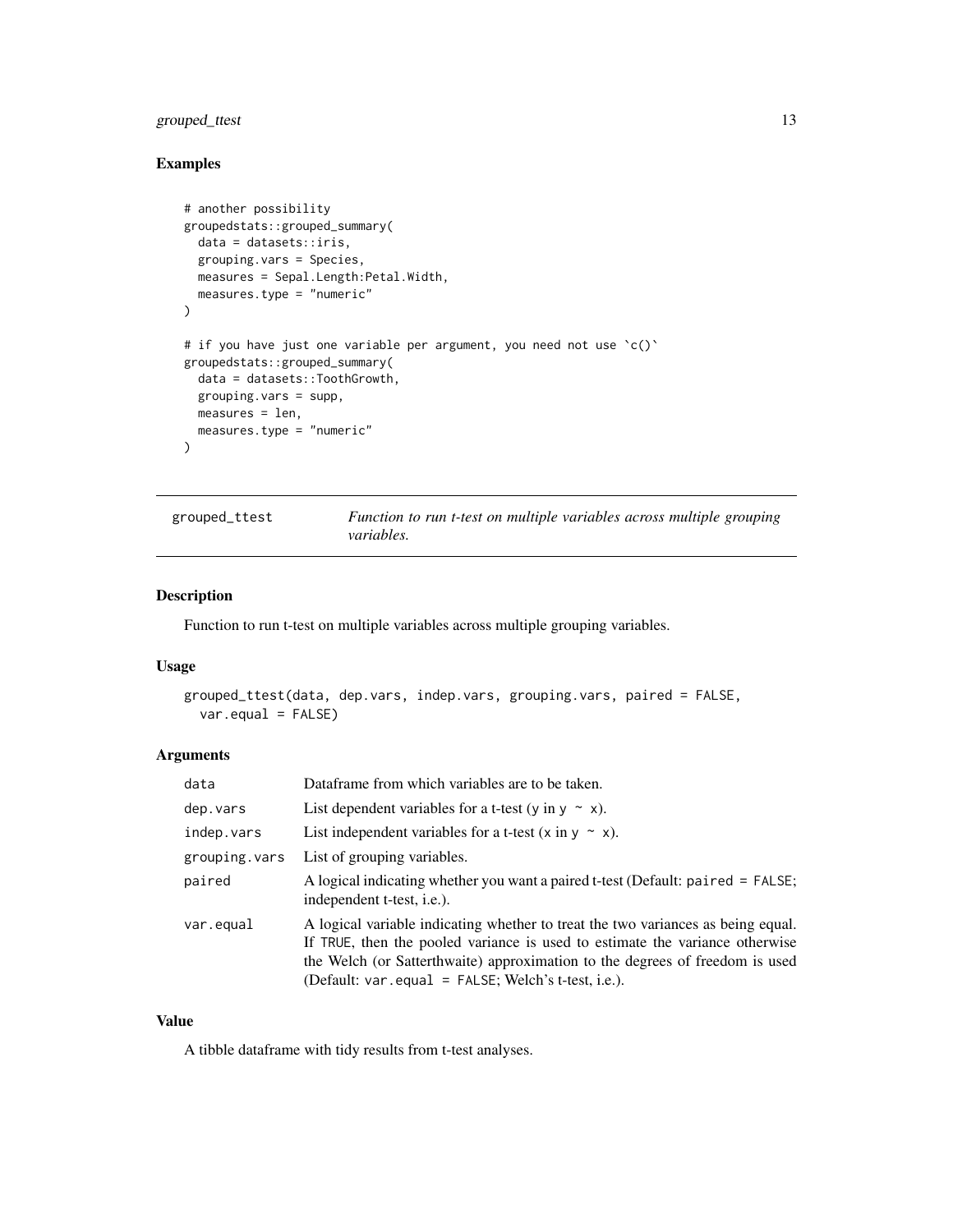## Examples

```
# another possibility
groupedstats::grouped_summary(
  data = datasets::iris,
  grouping.vars = Species,
  measures = Sepal.Length:Petal.Width,
  measures.type = "numeric"
)

# if you have just one variable per argument, you need not use `c()`
groupedstats::grouped_summary(
  data = datasets::ToothGrowth,
  grouping.vars = supp,
  measures = len,
  measures.type = "numeric"
)
```

---

`grouped_ttest` *Function to run t-test on multiple variables across multiple grouping variables.*

---

## Description

Function to run t-test on multiple variables across multiple grouping variables.

## Usage

```
grouped_ttest(data, dep.vars, indep.vars, grouping.vars, paired = FALSE,
  var.equal = FALSE)
```

## Arguments

| | |
|---|---|
| `data` | Dataframe from which variables are to be taken. |
| `dep.vars` | List dependent variables for a t-test (`y` in `y ~ x`). |
| `indep.vars` | List independent variables for a t-test (`x` in `y ~ x`). |
| `grouping.vars` | List of grouping variables. |
| `paired` | A logical indicating whether you want a paired t-test (Default: `paired = FALSE`; independent t-test, i.e.). |
| `var.equal` | A logical variable indicating whether to treat the two variances as being equal. If `TRUE`, then the pooled variance is used to estimate the variance otherwise the Welch (or Satterthwaite) approximation to the degrees of freedom is used (Default: `var.equal = FALSE`; Welch's t-test, i.e.). |

## Value

A tibble dataframe with tidy results from t-test analyses.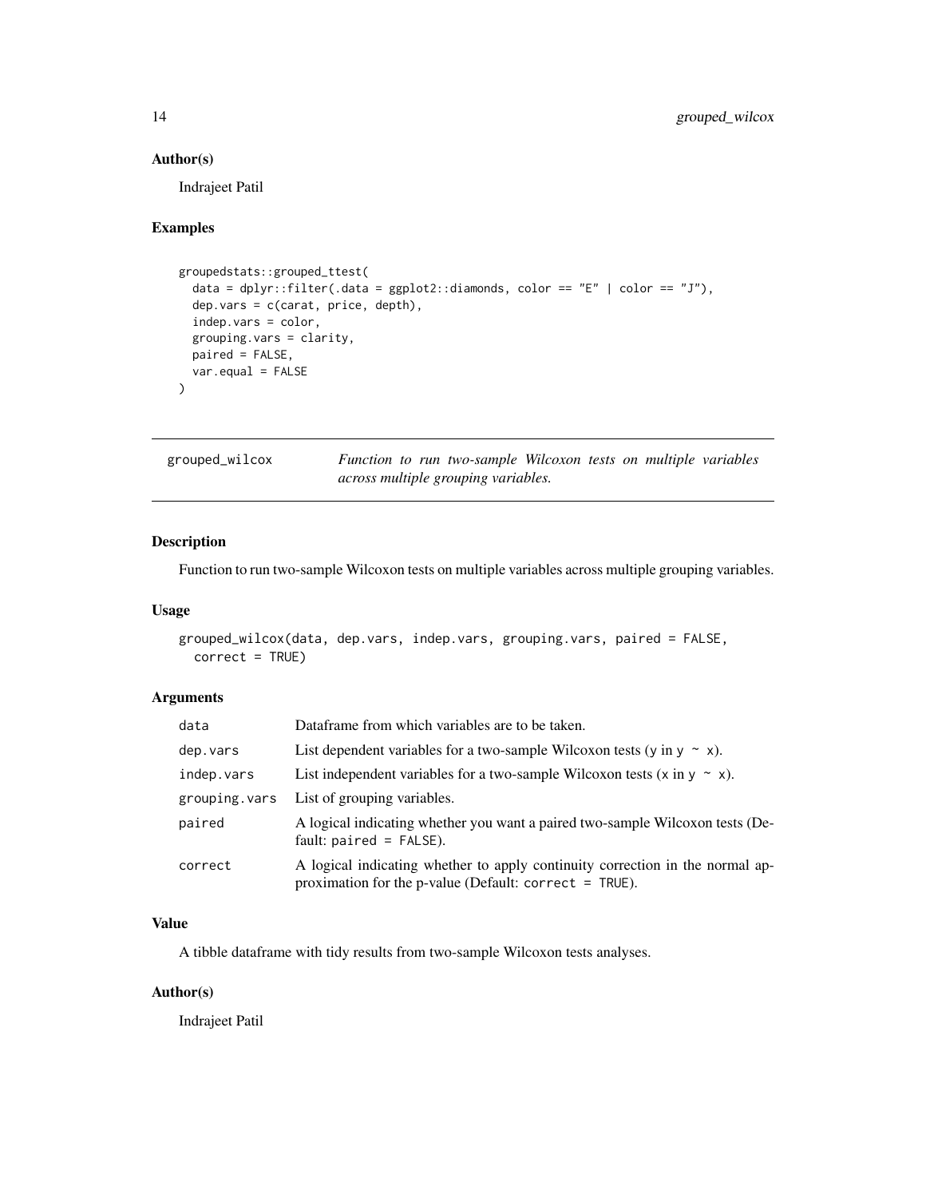### Author(s)

Indrajeet Patil

### Examples

```
groupedstats::grouped_ttest(
  data = dplyr::filter(.data = ggplot2::diamonds, color == "E" | color == "J"),
  dep.vars = c(carat, price, depth),
  indep.vars = color,
  grouping.vars = clarity,
  paired = FALSE,
  var.equal = FALSE
)
```

---

## grouped_wilcox

*Function to run two-sample Wilcoxon tests on multiple variables across multiple grouping variables.*

---

### Description

Function to run two-sample Wilcoxon tests on multiple variables across multiple grouping variables.

### Usage

```
grouped_wilcox(data, dep.vars, indep.vars, grouping.vars, paired = FALSE,
  correct = TRUE)
```

### Arguments

| | |
|---|---|
| `data` | Dataframe from which variables are to be taken. |
| `dep.vars` | List dependent variables for a two-sample Wilcoxon tests (`y` in `y ~ x`). |
| `indep.vars` | List independent variables for a two-sample Wilcoxon tests (`x` in `y ~ x`). |
| `grouping.vars` | List of grouping variables. |
| `paired` | A logical indicating whether you want a paired two-sample Wilcoxon tests (Default: `paired = FALSE`). |
| `correct` | A logical indicating whether to apply continuity correction in the normal approximation for the p-value (Default: `correct = TRUE`). |

### Value

A tibble dataframe with tidy results from two-sample Wilcoxon tests analyses.

### Author(s)

Indrajeet Patil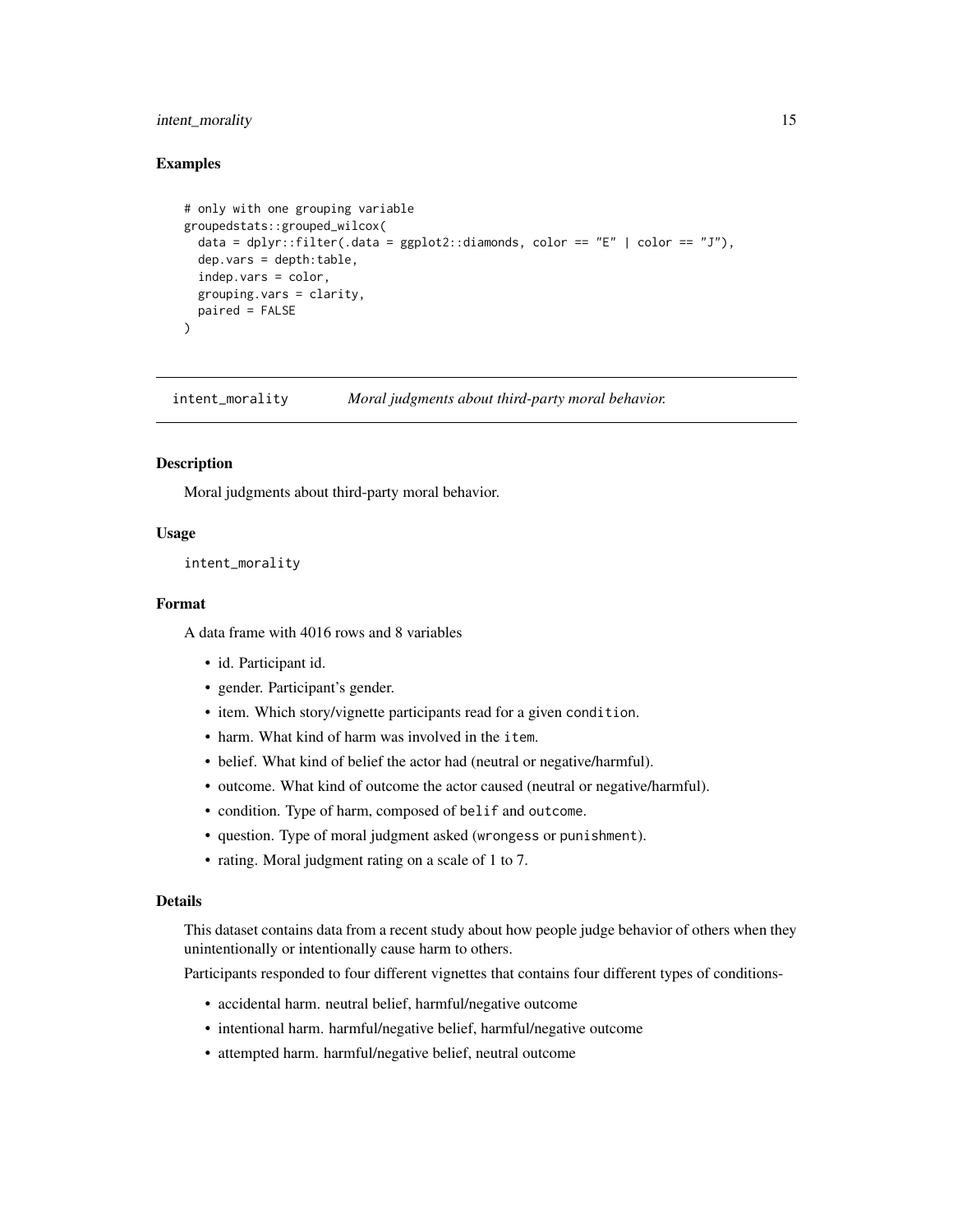### Examples

```
# only with one grouping variable
groupedstats::grouped_wilcox(
  data = dplyr::filter(.data = ggplot2::diamonds, color == "E" | color == "J"),
  dep.vars = depth:table,
  indep.vars = color,
  grouping.vars = clarity,
  paired = FALSE
)
```

---

## intent_morality — *Moral judgments about third-party moral behavior.*

---

### Description

Moral judgments about third-party moral behavior.

### Usage

```
intent_morality
```

### Format

A data frame with 4016 rows and 8 variables

- id. Participant id.
- gender. Participant's gender.
- item. Which story/vignette participants read for a given `condition`.
- harm. What kind of harm was involved in the `item`.
- belief. What kind of belief the actor had (neutral or negative/harmful).
- outcome. What kind of outcome the actor caused (neutral or negative/harmful).
- condition. Type of harm, composed of `belif` and `outcome`.
- question. Type of moral judgment asked (`wrongess` or `punishment`).
- rating. Moral judgment rating on a scale of 1 to 7.

### Details

This dataset contains data from a recent study about how people judge behavior of others when they unintentionally or intentionally cause harm to others.

Participants responded to four different vignettes that contains four different types of conditions-

- accidental harm. neutral belief, harmful/negative outcome
- intentional harm. harmful/negative belief, harmful/negative outcome
- attempted harm. harmful/negative belief, neutral outcome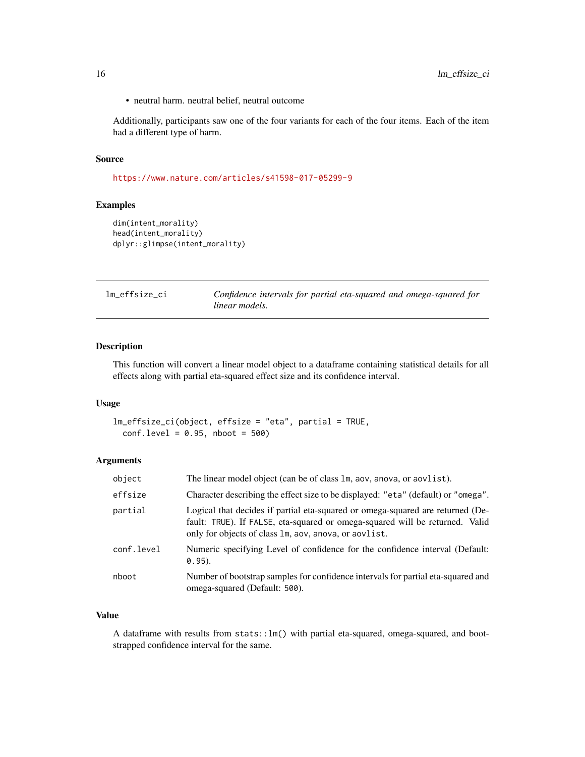- neutral harm. neutral belief, neutral outcome

Additionally, participants saw one of the four variants for each of the four items. Each of the item had a different type of harm.

### Source

https://www.nature.com/articles/s41598-017-05299-9

### Examples

```
dim(intent_morality)
head(intent_morality)
dplyr::glimpse(intent_morality)
```

---

## lm_effsize_ci — *Confidence intervals for partial eta-squared and omega-squared for linear models.*

---

### Description

This function will convert a linear model object to a dataframe containing statistical details for all effects along with partial eta-squared effect size and its confidence interval.

### Usage

```
lm_effsize_ci(object, effsize = "eta", partial = TRUE,
  conf.level = 0.95, nboot = 500)
```

### Arguments

| | |
|---|---|
| `object` | The linear model object (can be of class `lm`, `aov`, `anova`, or `aovlist`). |
| `effsize` | Character describing the effect size to be displayed: `"eta"` (default) or `"omega"`. |
| `partial` | Logical that decides if partial eta-squared or omega-squared are returned (Default: `TRUE`). If `FALSE`, eta-squared or omega-squared will be returned. Valid only for objects of class `lm`, `aov`, `anova`, or `aovlist`. |
| `conf.level` | Numeric specifying Level of confidence for the confidence interval (Default: `0.95`). |
| `nboot` | Number of bootstrap samples for confidence intervals for partial eta-squared and omega-squared (Default: `500`). |

### Value

A dataframe with results from `stats::lm()` with partial eta-squared, omega-squared, and bootstrapped confidence interval for the same.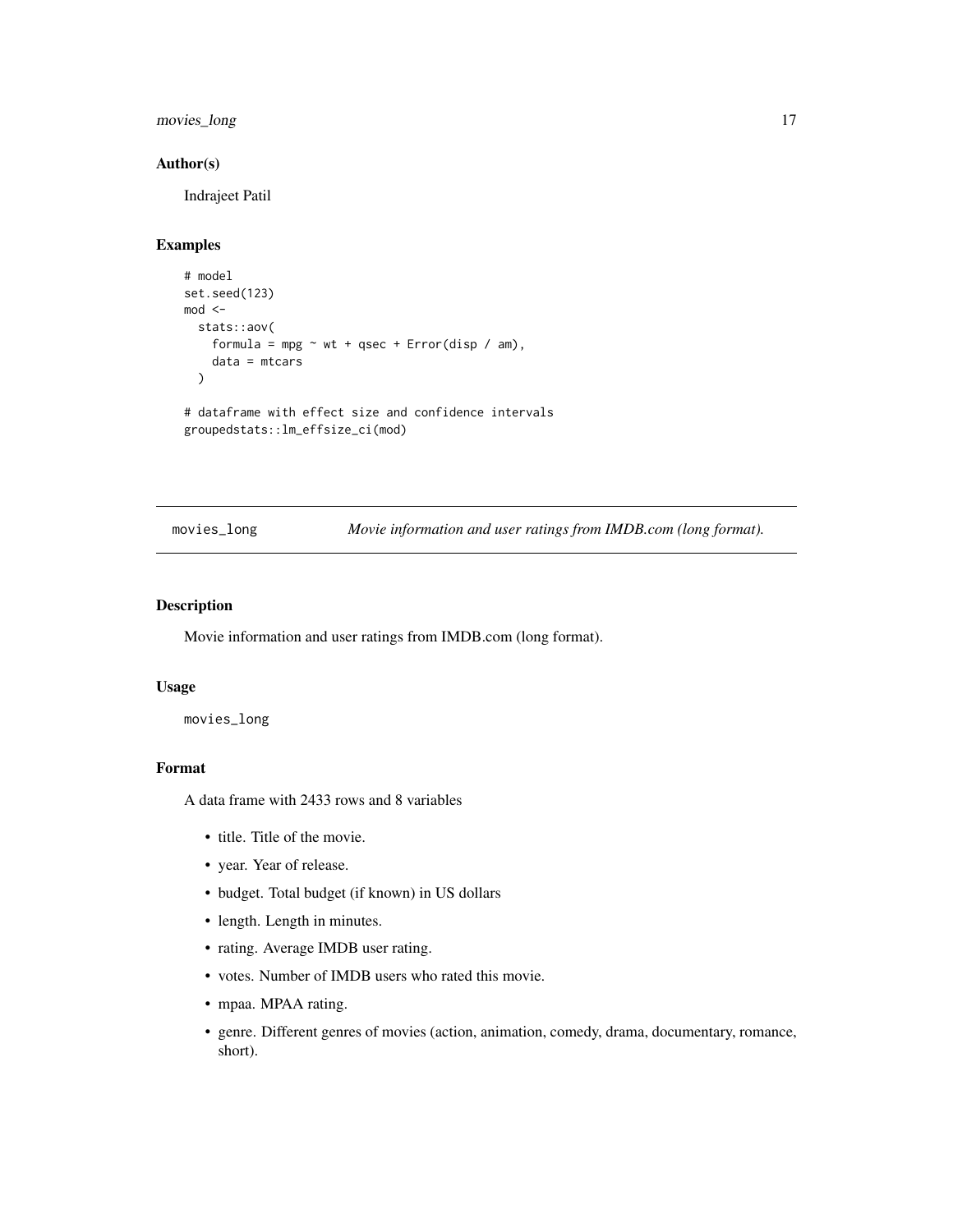### Author(s)

Indrajeet Patil

### Examples

```
# model
set.seed(123)
mod <-
  stats::aov(
    formula = mpg ~ wt + qsec + Error(disp / am),
    data = mtcars
  )

# dataframe with effect size and confidence intervals
groupedstats::lm_effsize_ci(mod)
```

---

## movies_long *Movie information and user ratings from IMDB.com (long format).*

---

### Description

Movie information and user ratings from IMDB.com (long format).

### Usage

```
movies_long
```

### Format

A data frame with 2433 rows and 8 variables

- title. Title of the movie.
- year. Year of release.
- budget. Total budget (if known) in US dollars
- length. Length in minutes.
- rating. Average IMDB user rating.
- votes. Number of IMDB users who rated this movie.
- mpaa. MPAA rating.
- genre. Different genres of movies (action, animation, comedy, drama, documentary, romance, short).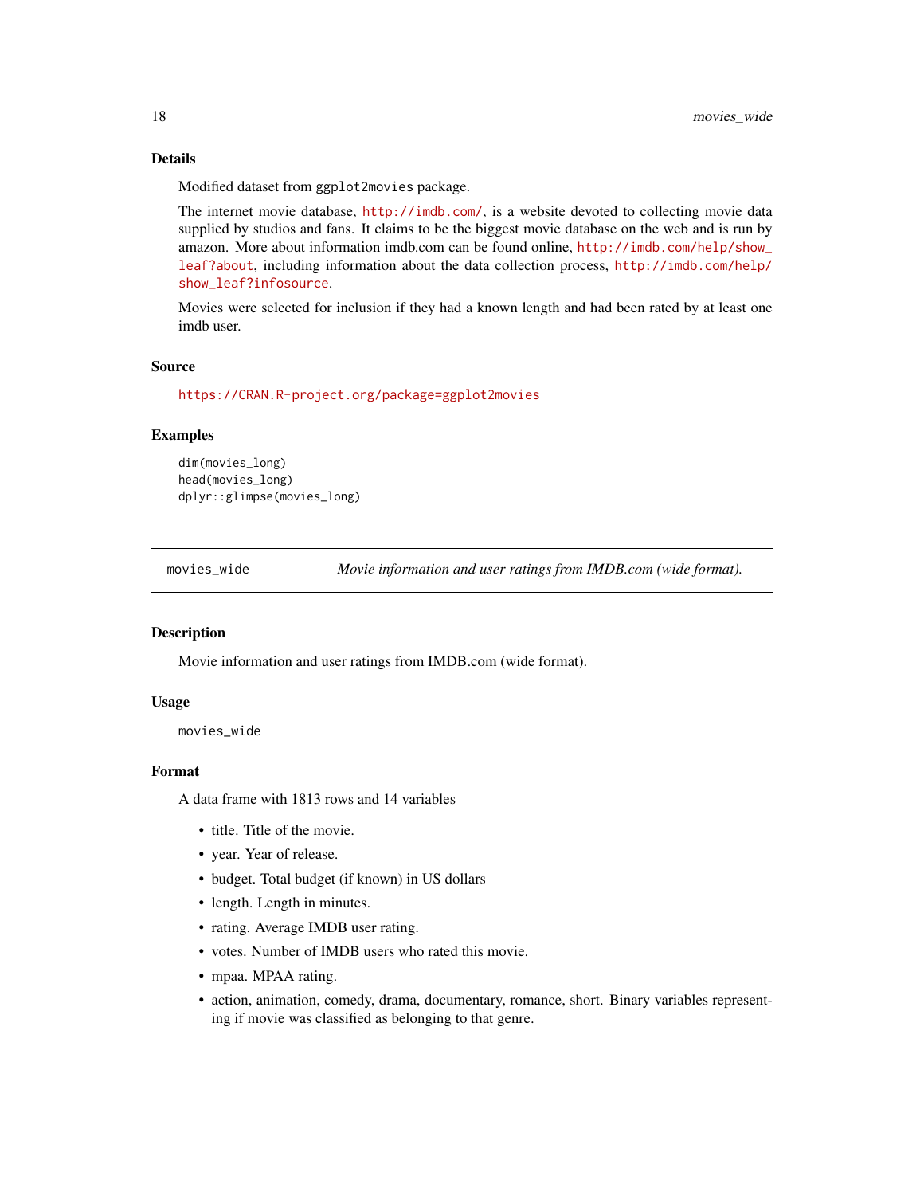### Details

Modified dataset from ggplot2movies package.

The internet movie database, http://imdb.com/, is a website devoted to collecting movie data supplied by studios and fans. It claims to be the biggest movie database on the web and is run by amazon. More about information imdb.com can be found online, http://imdb.com/help/show_leaf?about, including information about the data collection process, http://imdb.com/help/show_leaf?infosource.

Movies were selected for inclusion if they had a known length and had been rated by at least one imdb user.

### Source

https://CRAN.R-project.org/package=ggplot2movies

### Examples

```
dim(movies_long)
head(movies_long)
dplyr::glimpse(movies_long)
```

---

## movies_wide — *Movie information and user ratings from IMDB.com (wide format).*

---

### Description

Movie information and user ratings from IMDB.com (wide format).

### Usage

```
movies_wide
```

### Format

A data frame with 1813 rows and 14 variables

- title. Title of the movie.
- year. Year of release.
- budget. Total budget (if known) in US dollars
- length. Length in minutes.
- rating. Average IMDB user rating.
- votes. Number of IMDB users who rated this movie.
- mpaa. MPAA rating.
- action, animation, comedy, drama, documentary, romance, short. Binary variables representing if movie was classified as belonging to that genre.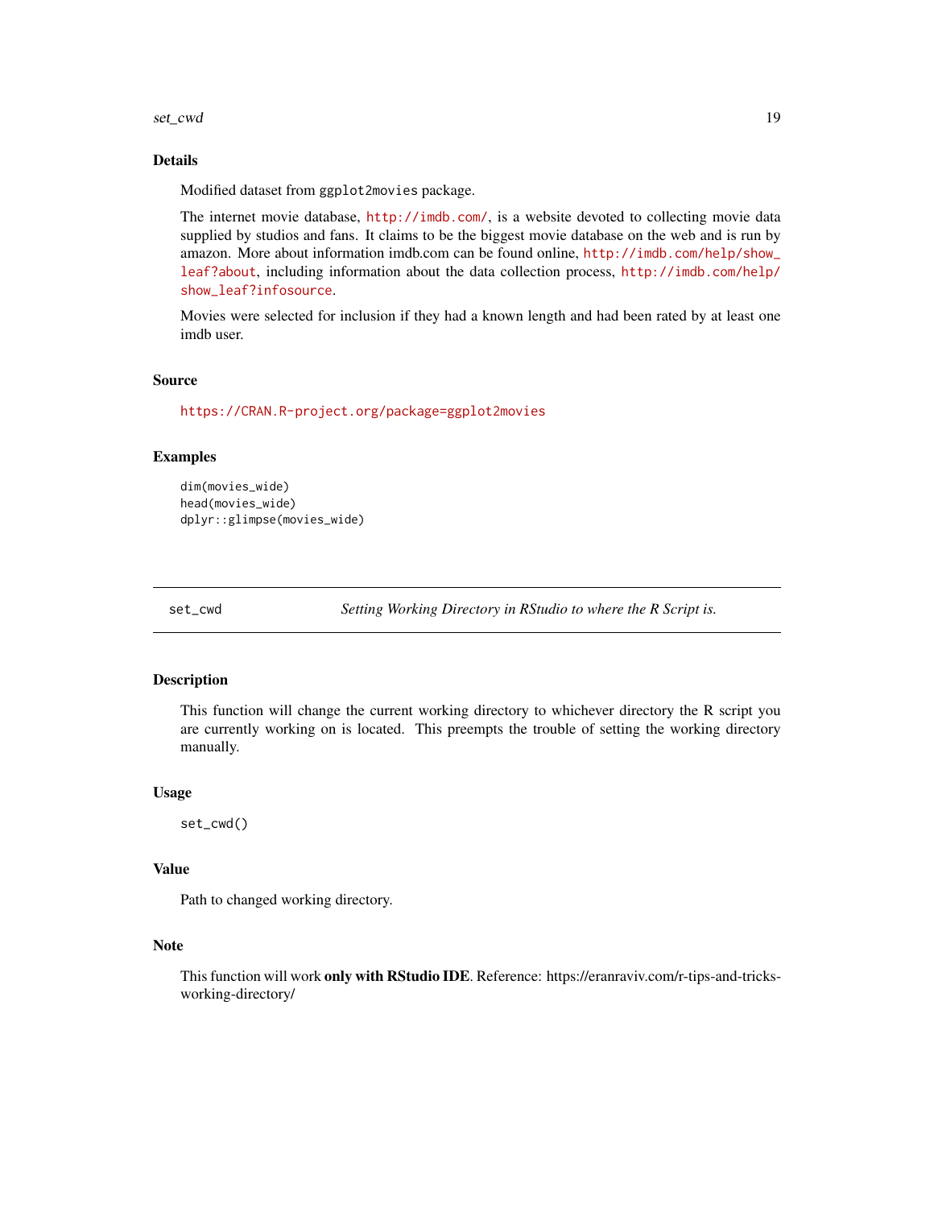### Details

Modified dataset from `ggplot2movies` package.

The internet movie database, http://imdb.com/, is a website devoted to collecting movie data supplied by studios and fans. It claims to be the biggest movie database on the web and is run by amazon. More about information imdb.com can be found online, http://imdb.com/help/show_leaf?about, including information about the data collection process, http://imdb.com/help/show_leaf?infosource.

Movies were selected for inclusion if they had a known length and had been rated by at least one imdb user.

### Source

https://CRAN.R-project.org/package=ggplot2movies

### Examples

```
dim(movies_wide)
head(movies_wide)
dplyr::glimpse(movies_wide)
```

---

## set_cwd — *Setting Working Directory in RStudio to where the R Script is.*

### Description

This function will change the current working directory to whichever directory the R script you are currently working on is located. This preempts the trouble of setting the working directory manually.

### Usage

```
set_cwd()
```

### Value

Path to changed working directory.

### Note

This function will work **only with RStudio IDE**. Reference: https://eranraviv.com/r-tips-and-tricks-working-directory/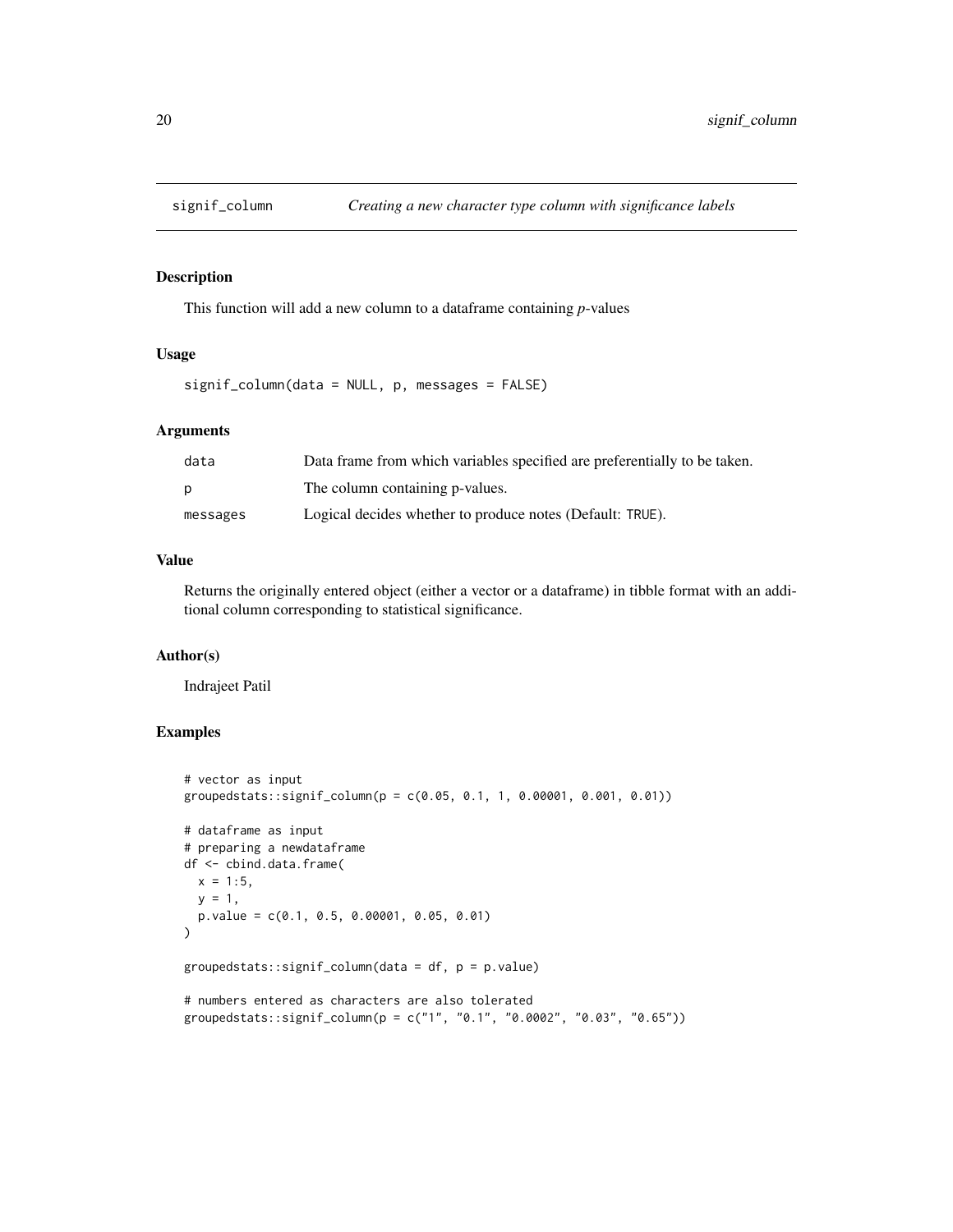# signif_column — *Creating a new character type column with significance labels*

## Description

This function will add a new column to a dataframe containing *p*-values

## Usage

```
signif_column(data = NULL, p, messages = FALSE)
```

## Arguments

| | |
|---|---|
| data | Data frame from which variables specified are preferentially to be taken. |
| p | The column containing p-values. |
| messages | Logical decides whether to produce notes (Default: TRUE). |

## Value

Returns the originally entered object (either a vector or a dataframe) in tibble format with an additional column corresponding to statistical significance.

## Author(s)

Indrajeet Patil

## Examples

```
# vector as input
groupedstats::signif_column(p = c(0.05, 0.1, 1, 0.00001, 0.001, 0.01))

# dataframe as input
# preparing a newdataframe
df <- cbind.data.frame(
  x = 1:5,
  y = 1,
  p.value = c(0.1, 0.5, 0.00001, 0.05, 0.01)
)

groupedstats::signif_column(data = df, p = p.value)

# numbers entered as characters are also tolerated
groupedstats::signif_column(p = c("1", "0.1", "0.0002", "0.03", "0.65"))
```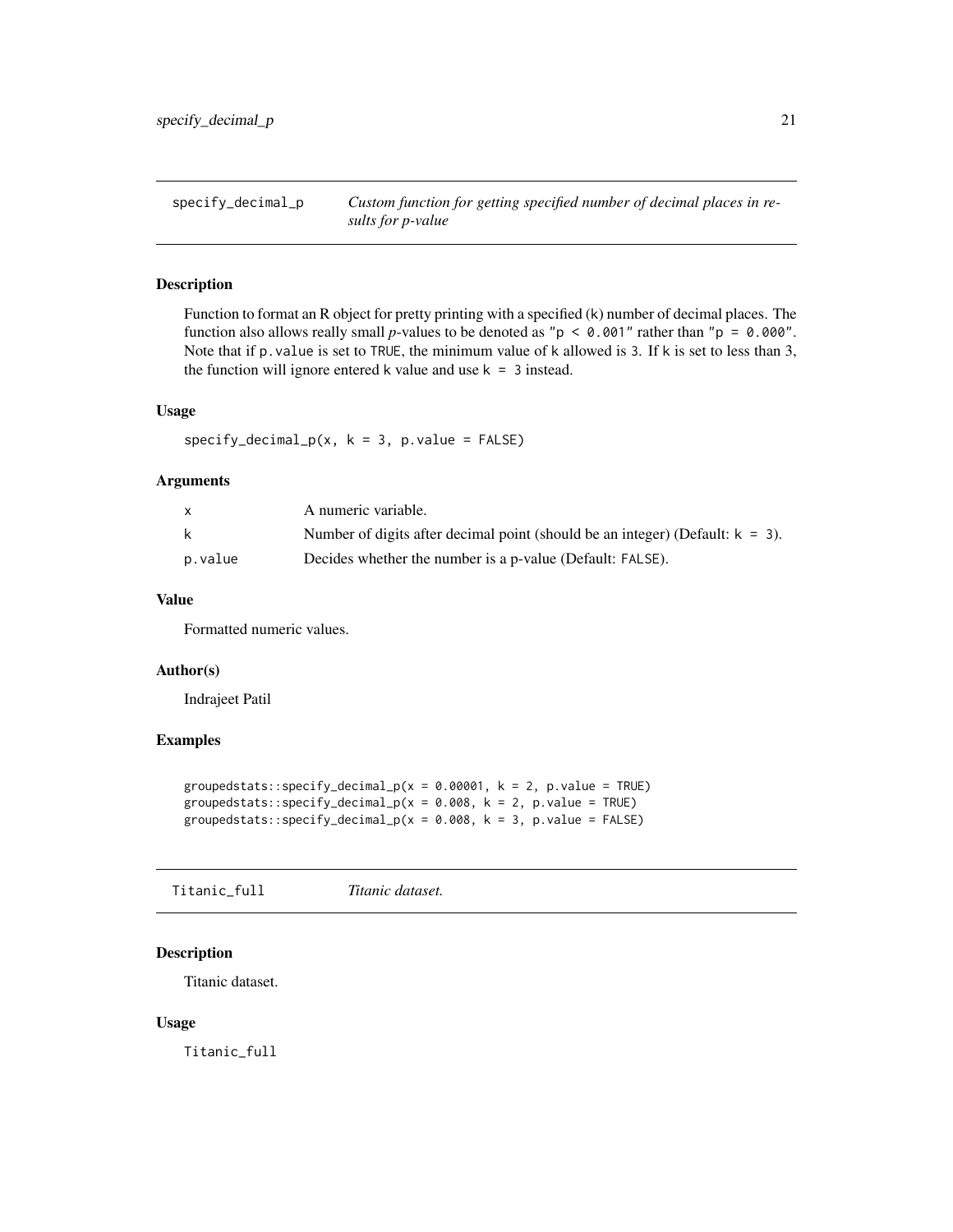## specify_decimal_p — *Custom function for getting specified number of decimal places in results for p-value*

### Description

Function to format an R object for pretty printing with a specified (k) number of decimal places. The function also allows really small *p*-values to be denoted as `"p < 0.001"` rather than `"p = 0.000"`. Note that if `p.value` is set to `TRUE`, the minimum value of `k` allowed is `3`. If `k` is set to less than 3, the function will ignore entered `k` value and use `k = 3` instead.

### Usage

```
specify_decimal_p(x, k = 3, p.value = FALSE)
```

### Arguments

| | |
|---|---|
| `x` | A numeric variable. |
| `k` | Number of digits after decimal point (should be an integer) (Default: `k = 3`). |
| `p.value` | Decides whether the number is a p-value (Default: `FALSE`). |

### Value

Formatted numeric values.

### Author(s)

Indrajeet Patil

### Examples

```
groupedstats::specify_decimal_p(x = 0.00001, k = 2, p.value = TRUE)
groupedstats::specify_decimal_p(x = 0.008, k = 2, p.value = TRUE)
groupedstats::specify_decimal_p(x = 0.008, k = 3, p.value = FALSE)
```

## Titanic_full — *Titanic dataset.*

### Description

Titanic dataset.

### Usage

```
Titanic_full
```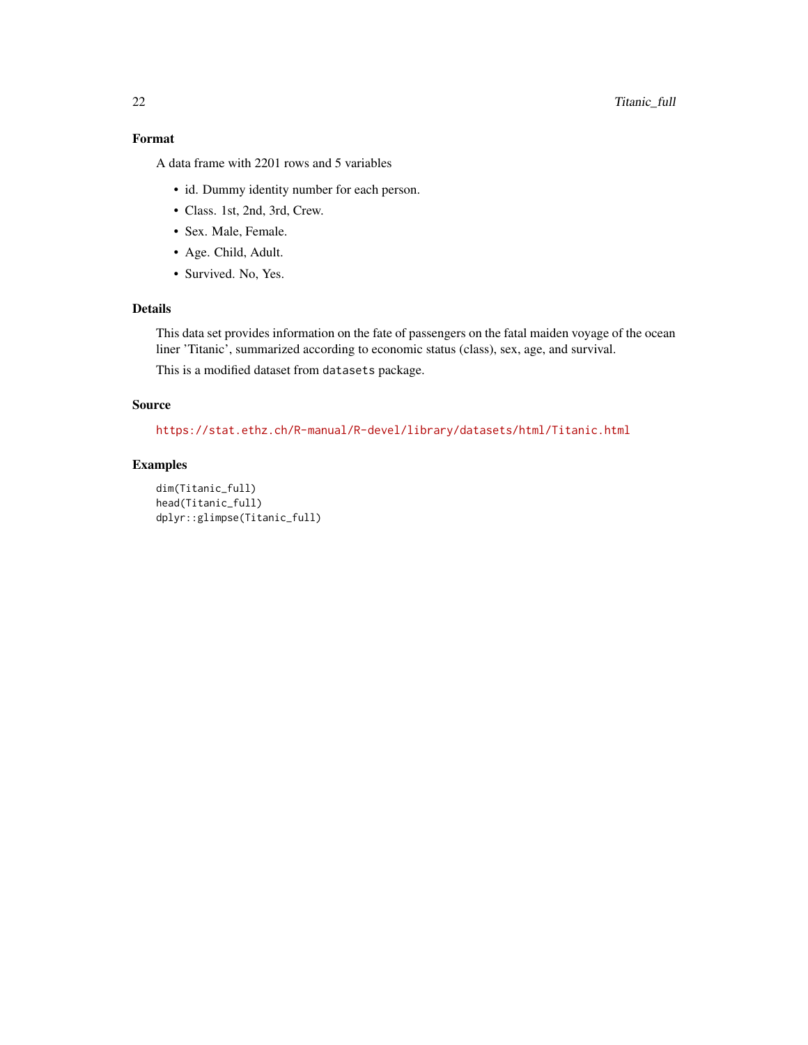## Format

A data frame with 2201 rows and 5 variables

- id. Dummy identity number for each person.
- Class. 1st, 2nd, 3rd, Crew.
- Sex. Male, Female.
- Age. Child, Adult.
- Survived. No, Yes.

## Details

This data set provides information on the fate of passengers on the fatal maiden voyage of the ocean liner 'Titanic', summarized according to economic status (class), sex, age, and survival.

This is a modified dataset from `datasets` package.

## Source

https://stat.ethz.ch/R-manual/R-devel/library/datasets/html/Titanic.html

## Examples

```
dim(Titanic_full)
head(Titanic_full)
dplyr::glimpse(Titanic_full)
```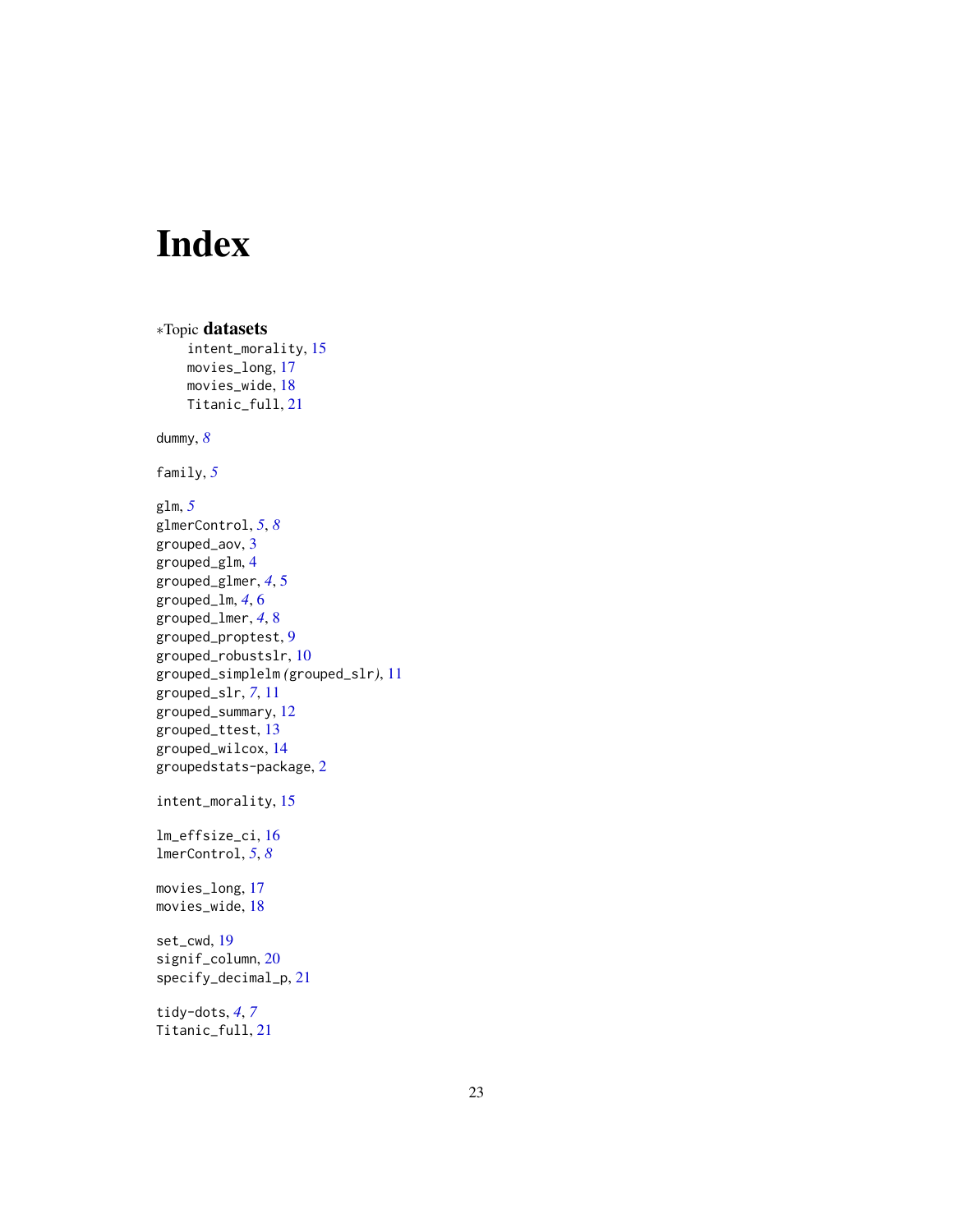# Index

∗Topic **datasets**

intent_morality, 15
movies_long, 17
movies_wide, 18
Titanic_full, 21

dummy, *8*

family, *5*

glm, *5*
glmerControl, *5*, *8*
grouped_aov, 3
grouped_glm, 4
grouped_glmer, *4*, 5
grouped_lm, *4*, 6
grouped_lmer, *4*, 8
grouped_proptest, 9
grouped_robustslr, 10
grouped_simplelm *(*grouped_slr*)*, 11
grouped_slr, *7*, 11
grouped_summary, 12
grouped_ttest, 13
grouped_wilcox, 14
groupedstats-package, 2

intent_morality, 15

lm_effsize_ci, 16
lmerControl, *5*, *8*

movies_long, 17
movies_wide, 18

set_cwd, 19
signif_column, 20
specify_decimal_p, 21

tidy-dots, *4*, *7*
Titanic_full, 21